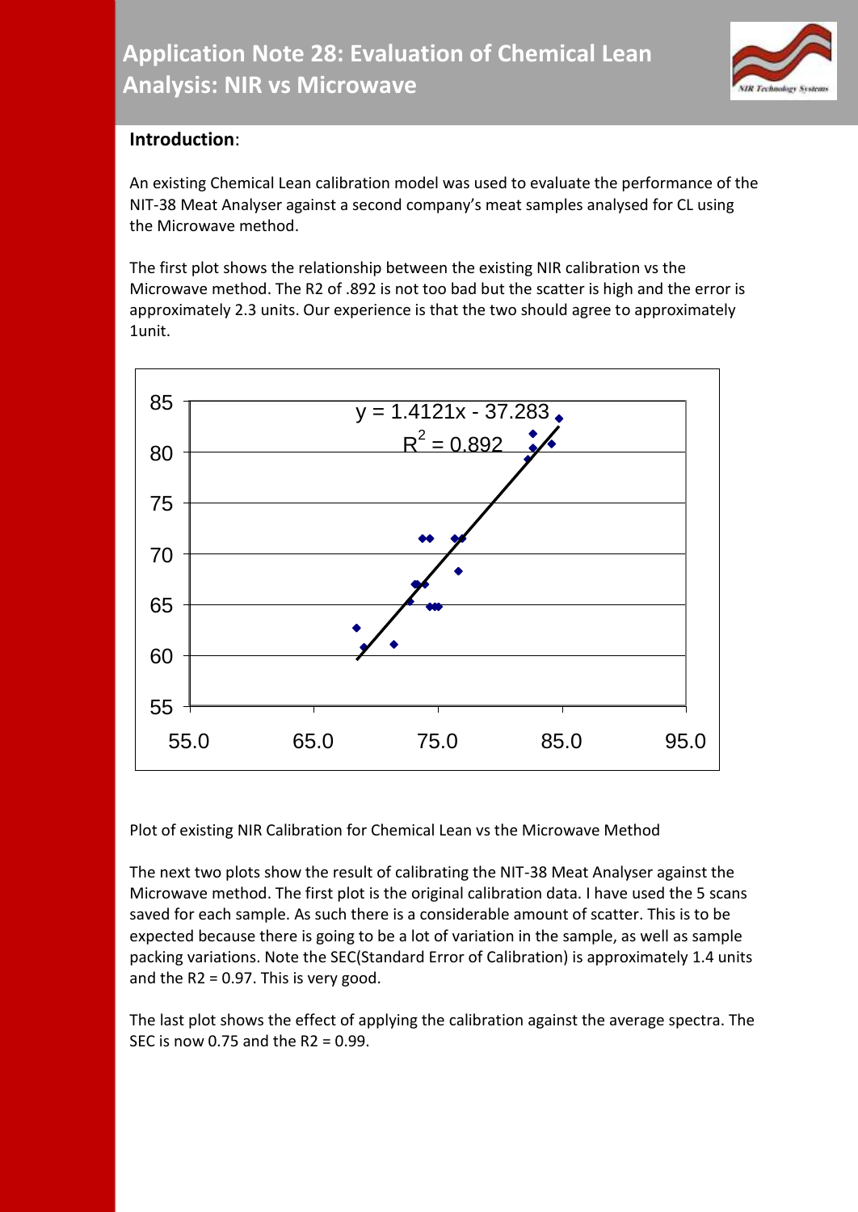# Application Note 28: Evaluation of Chemical Lean Analysis: NIR vs Microwave

**Introduction**:

An existing Chemical Lean calibration model was used to evaluate the performance of the NIT-38 Meat Analyser against a second company's meat samples analysed for CL using the Microwave method.

The first plot shows the relationship between the existing NIR calibration vs the Microwave method. The R2 of .892 is not too bad but the scatter is high and the error is approximately 2.3 units. Our experience is that the two should agree to approximately 1unit.

Plot of existing NIR Calibration for Chemical Lean vs the Microwave Method

The next two plots show the result of calibrating the NIT-38 Meat Analyser against the Microwave method. The first plot is the original calibration data. I have used the 5 scans saved for each sample. As such there is a considerable amount of scatter. This is to be expected because there is going to be a lot of variation in the sample, as well as sample packing variations. Note the SEC(Standard Error of Calibration) is approximately 1.4 units and the R2 = 0.97. This is very good.

The last plot shows the effect of applying the calibration against the average spectra. The SEC is now 0.75 and the R2 = 0.99.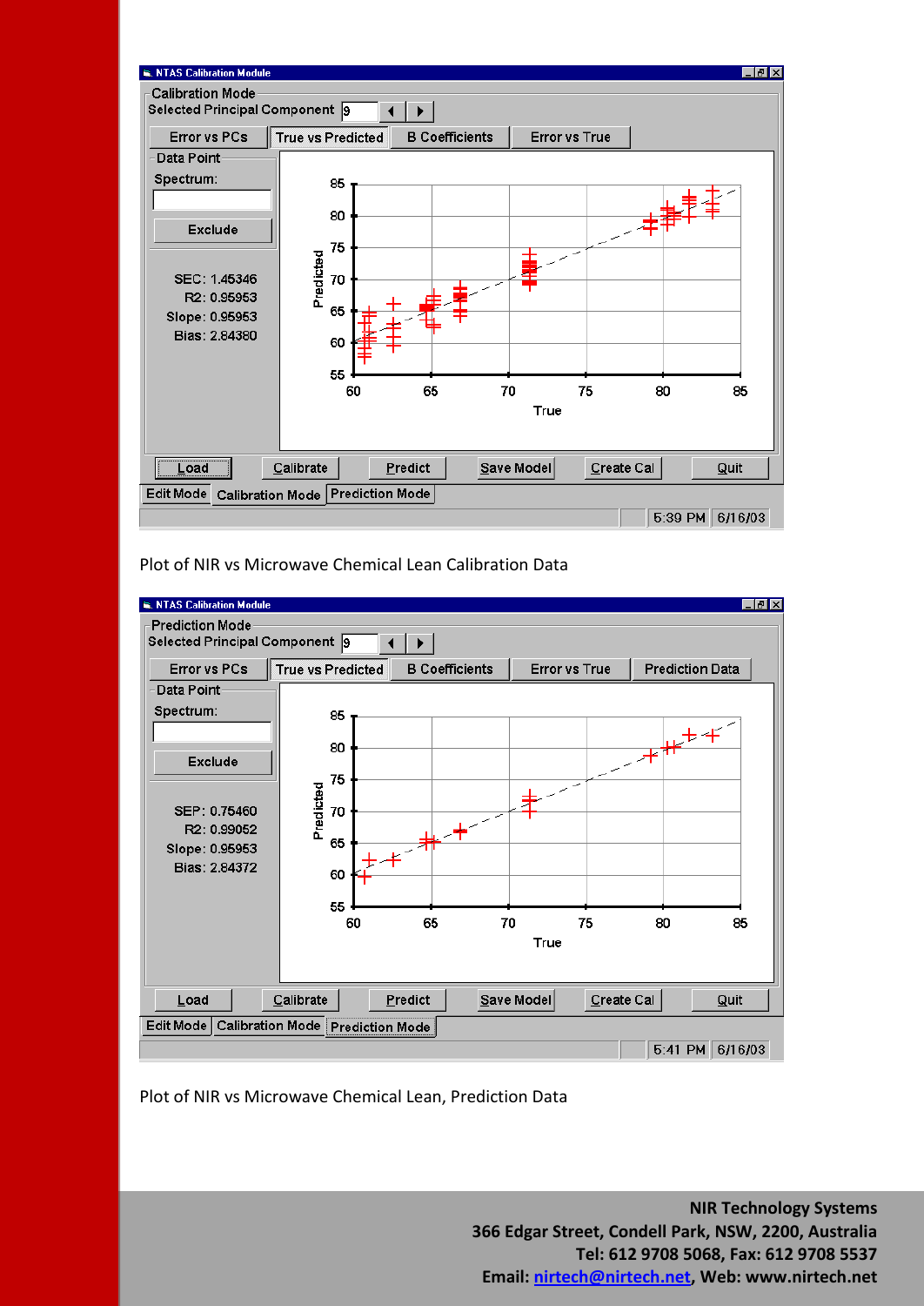NTAS Calibration Module

Calibration Mode

Selected Principal Component 9

Error vs PCs | True vs Predicted | B Coefficients | Error vs True

Data Point

Spectrum:

Exclude

SEC: 1.45346

R2: 0.95953

Slope: 0.95953

Bias: 2.84380

85
80
75
70
65
60
55

Predicted

60 65 70 75 80 85

True

Load | Calibrate | Predict | Save Model | Create Cal | Quit

Edit Mode | Calibration Mode | Prediction Mode

5:39 PM 6/16/03

Plot of NIR vs Microwave Chemical Lean Calibration Data

NTAS Calibration Module

Prediction Mode

Selected Principal Component 9

Error vs PCs | True vs Predicted | B Coefficients | Error vs True | Prediction Data

Data Point

Spectrum:

Exclude

SEP: 0.75460

R2: 0.99052

Slope: 0.95953

Bias: 2.84372

85
80
75
70
65
60
55

Predicted

60 65 70 75 80 85

True

Load | Calibrate | Predict | Save Model | Create Cal | Quit

Edit Mode | Calibration Mode | Prediction Mode

5:41 PM 6/16/03

Plot of NIR vs Microwave Chemical Lean, Prediction Data

**NIR Technology Systems**
**366 Edgar Street, Condell Park, NSW, 2200, Australia**
**Tel: 612 9708 5068, Fax: 612 9708 5537**
**Email: nirtech@nirtech.net, Web: www.nirtech.net**